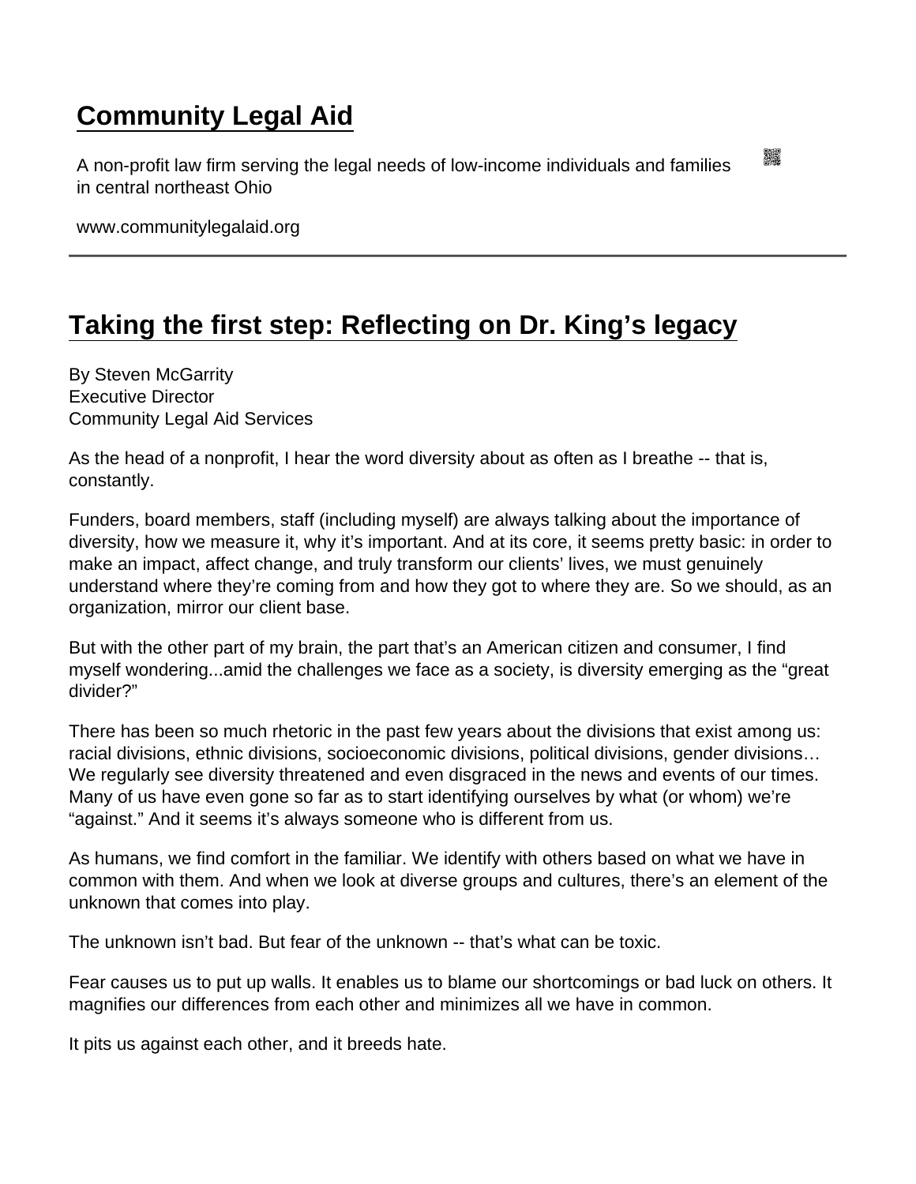# Community Legal Aid

A non-profit law firm serving the legal needs of low-income individuals and families in central northeast Ohio

www.communitylegalaid.org

---

## Taking the first step: Reflecting on Dr. King's legacy

By Steven McGarrity
Executive Director
Community Legal Aid Services

As the head of a nonprofit, I hear the word diversity about as often as I breathe -- that is, constantly.

Funders, board members, staff (including myself) are always talking about the importance of diversity, how we measure it, why it's important. And at its core, it seems pretty basic: in order to make an impact, affect change, and truly transform our clients' lives, we must genuinely understand where they're coming from and how they got to where they are. So we should, as an organization, mirror our client base.

But with the other part of my brain, the part that's an American citizen and consumer, I find myself wondering...amid the challenges we face as a society, is diversity emerging as the "great divider?"

There has been so much rhetoric in the past few years about the divisions that exist among us: racial divisions, ethnic divisions, socioeconomic divisions, political divisions, gender divisions… We regularly see diversity threatened and even disgraced in the news and events of our times. Many of us have even gone so far as to start identifying ourselves by what (or whom) we're "against." And it seems it's always someone who is different from us.

As humans, we find comfort in the familiar. We identify with others based on what we have in common with them. And when we look at diverse groups and cultures, there's an element of the unknown that comes into play.

The unknown isn't bad. But fear of the unknown -- that's what can be toxic.

Fear causes us to put up walls. It enables us to blame our shortcomings or bad luck on others. It magnifies our differences from each other and minimizes all we have in common.

It pits us against each other, and it breeds hate.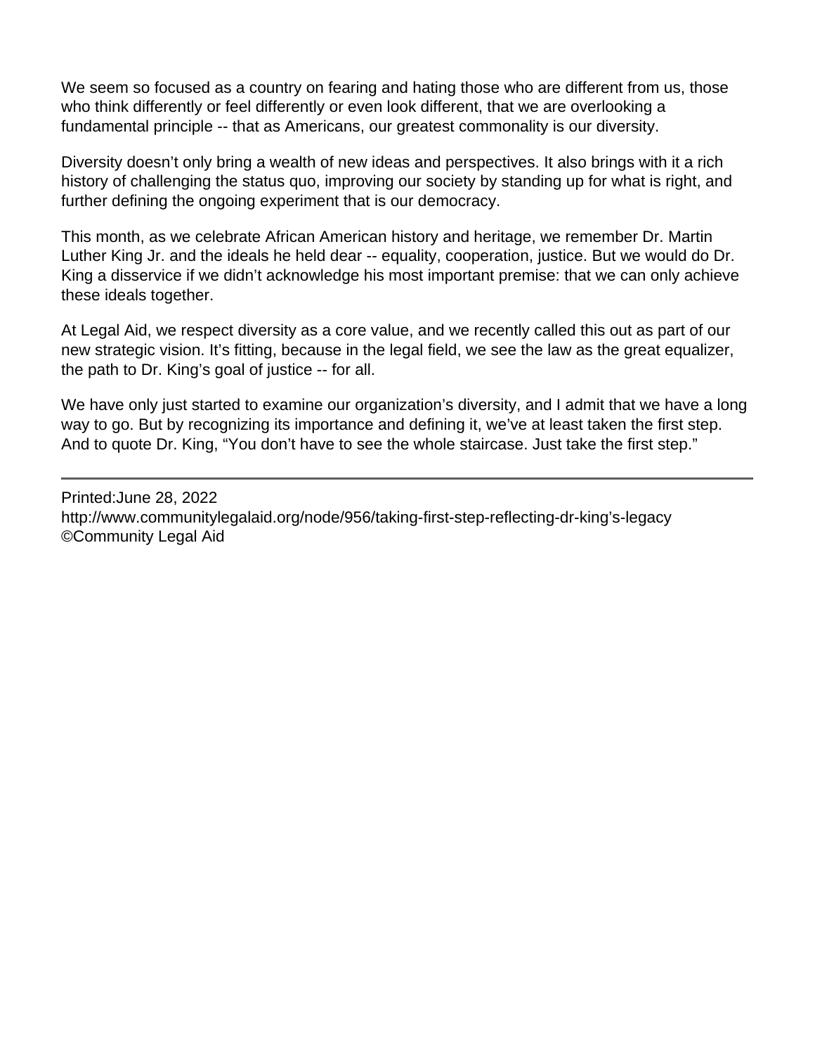We seem so focused as a country on fearing and hating those who are different from us, those who think differently or feel differently or even look different, that we are overlooking a fundamental principle -- that as Americans, our greatest commonality is our diversity.

Diversity doesn't only bring a wealth of new ideas and perspectives. It also brings with it a rich history of challenging the status quo, improving our society by standing up for what is right, and further defining the ongoing experiment that is our democracy.

This month, as we celebrate African American history and heritage, we remember Dr. Martin Luther King Jr. and the ideals he held dear -- equality, cooperation, justice. But we would do Dr. King a disservice if we didn't acknowledge his most important premise: that we can only achieve these ideals together.

At Legal Aid, we respect diversity as a core value, and we recently called this out as part of our new strategic vision. It's fitting, because in the legal field, we see the law as the great equalizer, the path to Dr. King's goal of justice -- for all.

We have only just started to examine our organization's diversity, and I admit that we have a long way to go. But by recognizing its importance and defining it, we've at least taken the first step. And to quote Dr. King, "You don't have to see the whole staircase. Just take the first step."

---

Printed:June 28, 2022
http://www.communitylegalaid.org/node/956/taking-first-step-reflecting-dr-king's-legacy
©Community Legal Aid